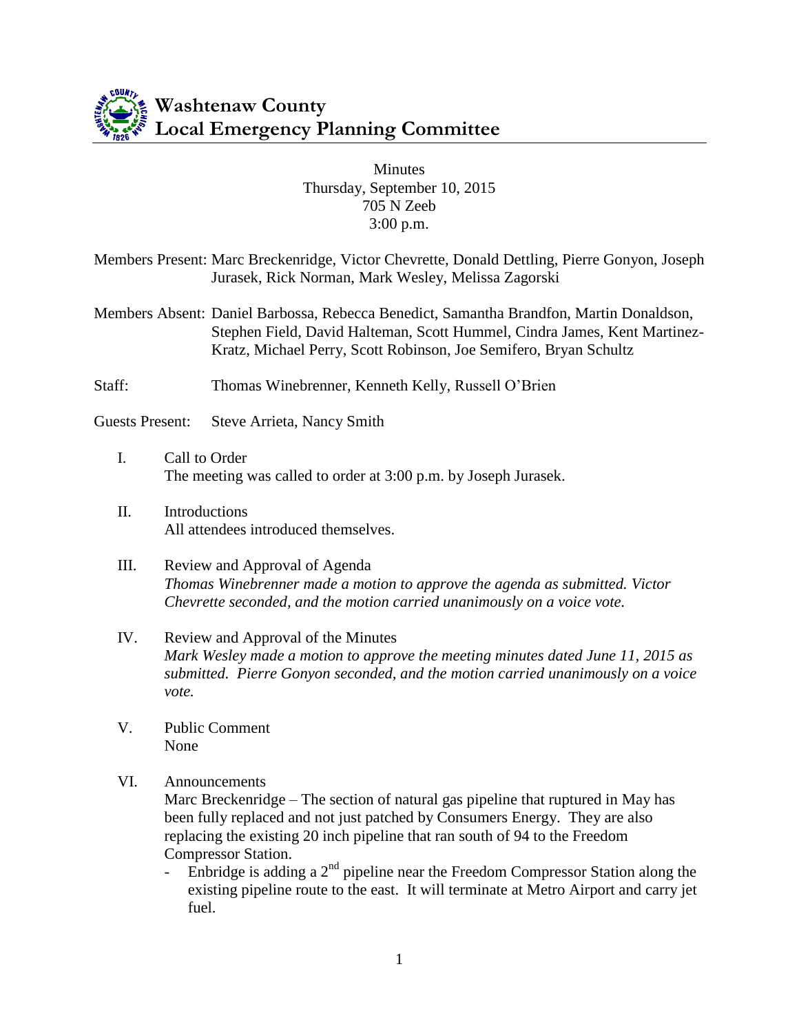# Washtenaw County Local Emergency Planning Committee

Minutes
Thursday, September 10, 2015
705 N Zeeb
3:00 p.m.

Members Present: Marc Breckenridge, Victor Chevrette, Donald Dettling, Pierre Gonyon, Joseph Jurasek, Rick Norman, Mark Wesley, Melissa Zagorski

Members Absent: Daniel Barbossa, Rebecca Benedict, Samantha Brandfon, Martin Donaldson, Stephen Field, David Halteman, Scott Hummel, Cindra James, Kent Martinez-Kratz, Michael Perry, Scott Robinson, Joe Semifero, Bryan Schultz

Staff: Thomas Winebrenner, Kenneth Kelly, Russell O'Brien

Guests Present: Steve Arrieta, Nancy Smith

I. Call to Order
The meeting was called to order at 3:00 p.m. by Joseph Jurasek.

II. Introductions
All attendees introduced themselves.

III. Review and Approval of Agenda
*Thomas Winebrenner made a motion to approve the agenda as submitted. Victor Chevrette seconded, and the motion carried unanimously on a voice vote.*

IV. Review and Approval of the Minutes
*Mark Wesley made a motion to approve the meeting minutes dated June 11, 2015 as submitted. Pierre Gonyon seconded, and the motion carried unanimously on a voice vote.*

V. Public Comment
None

VI. Announcements
Marc Breckenridge – The section of natural gas pipeline that ruptured in May has been fully replaced and not just patched by Consumers Energy. They are also replacing the existing 20 inch pipeline that ran south of 94 to the Freedom Compressor Station.

- Enbridge is adding a 2nd pipeline near the Freedom Compressor Station along the existing pipeline route to the east. It will terminate at Metro Airport and carry jet fuel.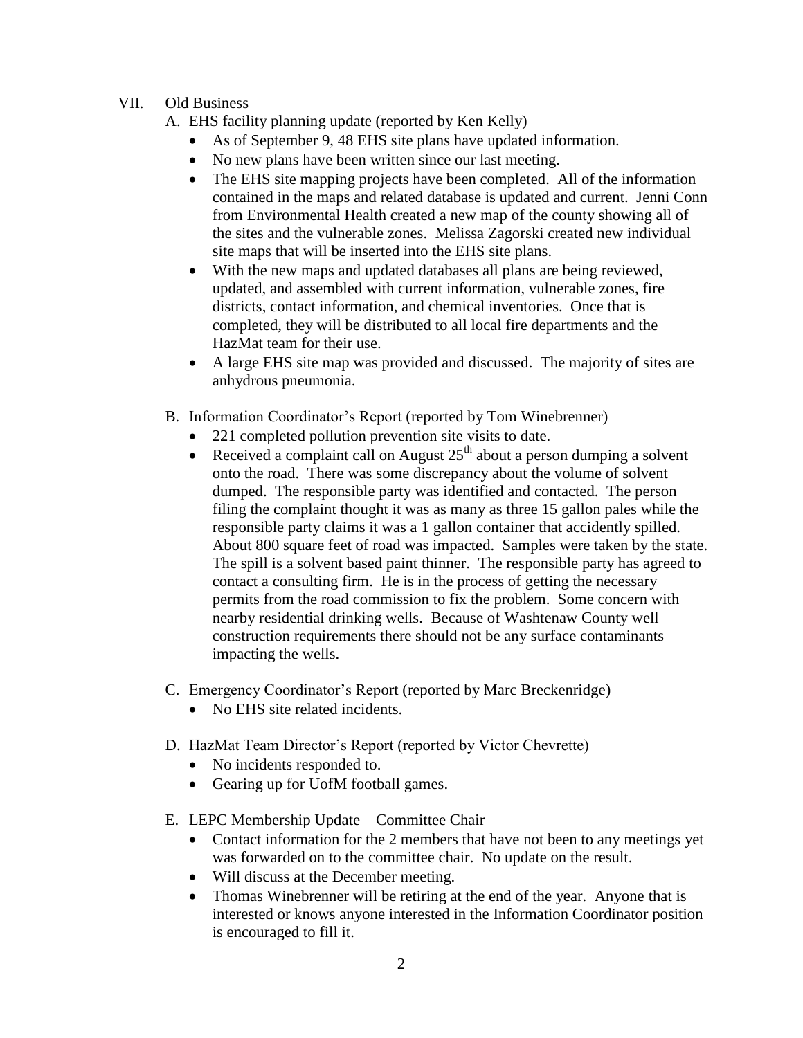VII. Old Business

A. EHS facility planning update (reported by Ken Kelly)

- As of September 9, 48 EHS site plans have updated information.
- No new plans have been written since our last meeting.
- The EHS site mapping projects have been completed. All of the information contained in the maps and related database is updated and current. Jenni Conn from Environmental Health created a new map of the county showing all of the sites and the vulnerable zones. Melissa Zagorski created new individual site maps that will be inserted into the EHS site plans.
- With the new maps and updated databases all plans are being reviewed, updated, and assembled with current information, vulnerable zones, fire districts, contact information, and chemical inventories. Once that is completed, they will be distributed to all local fire departments and the HazMat team for their use.
- A large EHS site map was provided and discussed. The majority of sites are anhydrous pneumonia.

B. Information Coordinator's Report (reported by Tom Winebrenner)

- 221 completed pollution prevention site visits to date.
- Received a complaint call on August 25th about a person dumping a solvent onto the road. There was some discrepancy about the volume of solvent dumped. The responsible party was identified and contacted. The person filing the complaint thought it was as many as three 15 gallon pales while the responsible party claims it was a 1 gallon container that accidently spilled. About 800 square feet of road was impacted. Samples were taken by the state. The spill is a solvent based paint thinner. The responsible party has agreed to contact a consulting firm. He is in the process of getting the necessary permits from the road commission to fix the problem. Some concern with nearby residential drinking wells. Because of Washtenaw County well construction requirements there should not be any surface contaminants impacting the wells.

C. Emergency Coordinator's Report (reported by Marc Breckenridge)

- No EHS site related incidents.

D. HazMat Team Director's Report (reported by Victor Chevrette)

- No incidents responded to.
- Gearing up for UofM football games.

E. LEPC Membership Update – Committee Chair

- Contact information for the 2 members that have not been to any meetings yet was forwarded on to the committee chair. No update on the result.
- Will discuss at the December meeting.
- Thomas Winebrenner will be retiring at the end of the year. Anyone that is interested or knows anyone interested in the Information Coordinator position is encouraged to fill it.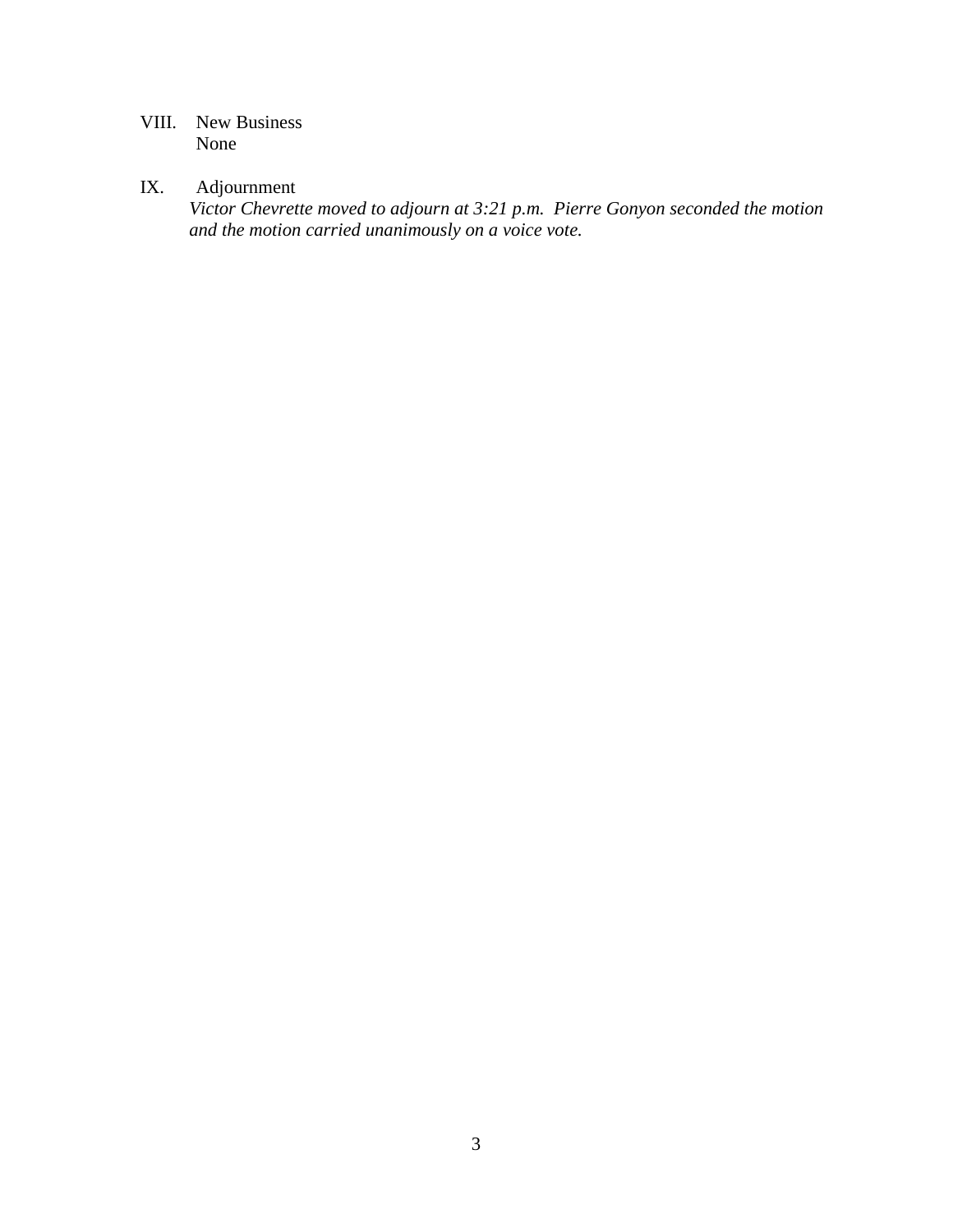VIII. New Business

None

IX. Adjournment

*Victor Chevrette moved to adjourn at 3:21 p.m. Pierre Gonyon seconded the motion and the motion carried unanimously on a voice vote.*